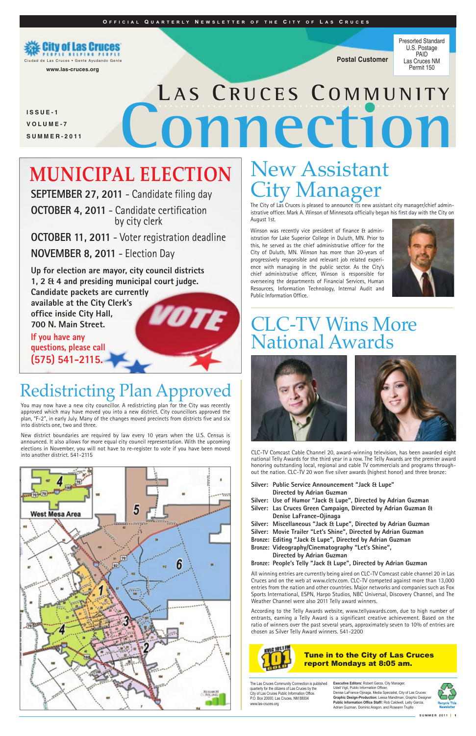OFFICIAL QUARTERLY NEWSLETTER OF THE CITY OF LAS CRUCES

City of Las Cruces
PEOPLE HELPING PEOPLE
Ciudad de Las Cruces • Gente Ayudando Gente
www.las-cruces.org

Postal Customer

Presorted Standard
U.S. Postage
PAID
Las Cruces NM
Permit 150

# LAS CRUCES COMMUNITY Connection

ISSUE-1
VOLUME-7
SUMMER-2011

## MUNICIPAL ELECTION

**SEPTEMBER 27, 2011** - Candidate filing day

**OCTOBER 4, 2011** - Candidate certification by city clerk

**OCTOBER 11, 2011** - Voter registration deadline

**NOVEMBER 8, 2011** - Election Day

**Up for election are mayor, city council districts 1, 2 & 4 and presiding municipal court judge. Candidate packets are currently available at the City Clerk's office inside City Hall, 700 N. Main Street.**

If you have any questions, please call **(575) 541-2115.**

## New Assistant City Manager

The City of Las Cruces is pleased to announce its new assistant city manager/chief administrative officer. Mark A. Winson of Minnesota officially began his first day with the City on August 1st.

Winson was recently vice president of finance & administration for Lake Superior College in Duluth, MN. Prior to this, he served as the chief administrative officer for the City of Duluth, MN. Winson has more than 20-years of progressively responsible and relevant job related experience with managing in the public sector. As the City's chief administrative officer, Winson is responsible for overseeing the departments of Financial Services, Human Resources, Information Technology, Internal Audit and Public Information Office.

## Redistricting Plan Approved

You may now have a new city councillor. A redistricting plan for the City was recently approved which may have moved you into a new district. City councillors approved the plan, "F-2", in early July. Many of the changes moved precincts from districts five and six into districts one, two and three.

New district boundaries are required by law every 10 years when the U.S. Census is announced. It also allows for more equal city council representation. With the upcoming elections in November, you will not have to re-register to vote if you have been moved into another district. 541-2115

## CLC-TV Wins More National Awards

CLC-TV Comcast Cable Channel 20, award-winning television, has been awarded eight national Telly Awards for the third year in a row. The Telly Awards are the premier award honoring outstanding local, regional and cable TV commercials and programs throughout the nation. CLC-TV 20 won five silver awards (highest honor) and three bronze:

- **Silver: Public Service Announcement "Jack & Lupe" Directed by Adrian Guzman**
- **Silver: Use of Humor "Jack & Lupe", Directed by Adrian Guzman**
- **Silver: Las Cruces Green Campaign, Directed by Adrian Guzman & Denise LaFrance-Ojinaga**
- **Silver: Miscellaneous "Jack & Lupe", Directed by Adrian Guzman**
- **Silver: Movie Trailer "Let's Shine", Directed by Adrian Guzman**
- **Bronze: Editing "Jack & Lupe", Directed by Adrian Guzman**
- **Bronze: Videography/Cinematography "Let's Shine", Directed by Adrian Guzman**
- **Bronze: People's Telly "Jack & Lupe", Directed by Adrian Guzman**

All winning entries are currently being aired on CLC-TV Comcast cable channel 20 in Las Cruces and on the web at www.clctv.com. CLC-TV competed against more than 13,000 entries from the nation and other countries. Major networks and companies such as Fox Sports International, ESPN, Harpo Studios, NBC Universal, Discovery Channel, and The Weather Channel were also 2011 Telly award winners.

According to the Telly Awards website, www.tellyawards.com, due to high number of entrants, earning a Telly Award is a significant creative achievement. Based on the ratio of winners over the past several years, approximately seven to 10% of entries are chosen as Silver Telly Award winners. 541-2200

**Tune in to the City of Las Cruces report Mondays at 8:05 am.**

The Las Cruces Community Connection is published quarterly for the citizens of Las Cruces by the City of Las Cruces Public Information Office. P.O. Box 20000, Las Cruces, NM 88004 www.las-cruces.org

**Executive Editors:** Robert Garza, City Manager, Udell Vigil, Public Information Officer, Denise LaFrance-Ojinaga, Media Specialist, City of Las Cruces
**Graphic Design-Production:** Leesa Mandlman, Graphic Designer
**Public Information Office Staff:** Rob Caldwell, Letty Garcia, Adrian Guzman, Dominic Aragon, and Roseann Trujillo

Recycle This Newsletter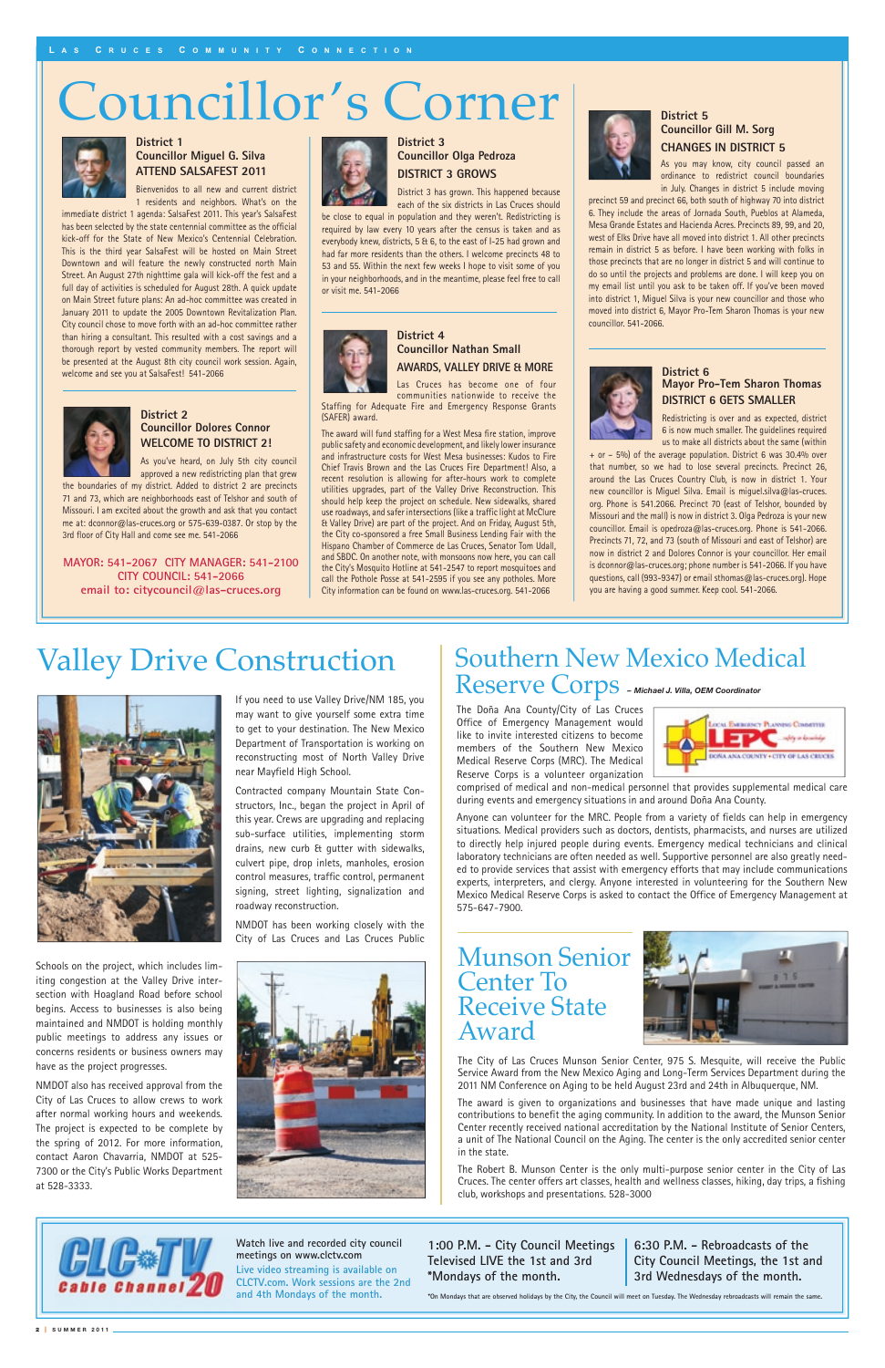# Councillor's Corner

### District 1
### Councillor Miguel G. Silva
### ATTEND SALSAFEST 2011

Bienvenidos to all new and current district 1 residents and neighbors. What's on the immediate district 1 agenda: SalsaFest 2011. This year's SalsaFest has been selected by the state centennial committee as the official kick-off for the State of New Mexico's Centennial Celebration. This is the third year SalsaFest will be hosted on Main Street Downtown and will feature the newly constructed north Main Street. An August 27th nighttime gala will kick-off the fest and a full day of activities is scheduled for August 28th. A quick update on Main Street future plans: An ad-hoc committee was created in January 2011 to update the 2005 Downtown Revitalization Plan. City council chose to move forth with an ad-hoc committee rather than hiring a consultant. This resulted with a cost savings and a thorough report by vested community members. The report will be presented at the August 8th city council work session. Again, welcome and see you at SalsaFest! 541-2066

### District 2
### Councillor Dolores Connor
### WELCOME TO DISTRICT 2!

As you've heard, on July 5th city council approved a new redistricting plan that grew the boundaries of my district. Added to district 2 are precincts 71 and 73, which are neighborhoods east of Telshor and south of Missouri. I am excited about the growth and ask that you contact me at: dconnor@las-cruces.org or 575-639-0387. Or stop by the 3rd floor of City Hall and come see me. 541-2066

MAYOR: 541-2067 CITY MANAGER: 541-2100
CITY COUNCIL: 541-2066
email to: citycouncil@las-cruces.org

### District 3
### Councillor Olga Pedroza
### DISTRICT 3 GROWS

District 3 has grown. This happened because each of the six districts in Las Cruces should be close to equal in population and they weren't. Redistricting is required by law every 10 years after the census is taken and as everybody knew, districts, 5 & 6, to the east of I-25 had grown and had far more residents than the others. I welcome precincts 48 to 53 and 55. Within the next few weeks I hope to visit some of you in your neighborhoods, and in the meantime, please feel free to call or visit me. 541-2066

### District 4
### Councillor Nathan Small
### AWARDS, VALLEY DRIVE & MORE

Las Cruces has become one of four communities nationwide to receive the Staffing for Adequate Fire and Emergency Response Grants (SAFER) award.

The award will fund staffing for a West Mesa fire station, improve public safety and economic development, and likely lower insurance and infrastructure costs for West Mesa businesses: Kudos to Fire Chief Travis Brown and the Las Cruces Fire Department! Also, a recent resolution is allowing for after-hours work to complete utilities upgrades, part of the Valley Drive Reconstruction. This should help keep the project on schedule. New sidewalks, shared use roadways, and safer intersections (like a traffic light at McClure & Valley Drive) are part of the project. And on Friday, August 5th, the City co-sponsored a free Small Business Lending Fair with the Hispano Chamber of Commerce de Las Cruces, Senator Tom Udall, and SBDC. On another note, with monsoons now here, you can call the City's Mosquito Hotline at 541-2547 to report mosquitoes and call the Pothole Posse at 541-2595 if you see any potholes. More City information can be found on www.las-cruces.org. 541-2066

### District 5
### Councillor Gill M. Sorg
### CHANGES IN DISTRICT 5

As you may know, city council passed an ordinance to redistrict council boundaries in July. Changes in district 5 include moving precinct 59 and precinct 66, both south of highway 70 into district 6. They include the areas of Jornada South, Pueblos at Alameda, Mesa Grande Estates and Hacienda Acres. Precincts 89, 99, and 20, west of Elks Drive have all moved into district 1. All other precincts remain in district 5 as before. I have been working with folks in those precincts that are no longer in district 5 and will continue to do so until the projects and problems are done. I will keep you on my email list until you ask to be taken off. If you've been moved into district 1, Miguel Silva is your new councillor and those who moved into district 6, Mayor Pro-Tem Sharon Thomas is your new councillor. 541-2066.

### District 6
### Mayor Pro-Tem Sharon Thomas
### DISTRICT 6 GETS SMALLER

Redistricting is over and as expected, district 6 is now much smaller. The guidelines required us to make all districts about the same (within + or – 5%) of the average population. District 6 was 30.4% over that number, so we had to lose several precincts. Precinct 26, around the Las Cruces Country Club, is now in district 1. Your new councillor is Miguel Silva. Email is miguel.silva@las-cruces.org. Phone is 541.2066. Precinct 70 (east of Telshor, bounded by Missouri and the mall) is now in district 3. Olga Pedroza is your new councillor. Email is opedroza@las-cruces.org. Phone is 541-2066. Precincts 71, 72, and 73 (south of Missouri and east of Telshor) are now in district 2 and Dolores Connor is your councillor. Her email is dconnor@las-cruces.org; phone number is 541-2066. If you have questions, call (993-9347) or email sthomas@las-cruces.org). Hope you are having a good summer. Keep cool. 541-2066.

# Valley Drive Construction

If you need to use Valley Drive/NM 185, you may want to give yourself some extra time to get to your destination. The New Mexico Department of Transportation is working on reconstructing most of North Valley Drive near Mayfield High School.

Contracted company Mountain State Constructors, Inc., began the project in April of this year. Crews are upgrading and replacing sub-surface utilities, implementing storm drains, new curb & gutter with sidewalks, culvert pipe, drop inlets, manholes, erosion control measures, traffic control, permanent signing, street lighting, signalization and roadway reconstruction.

NMDOT has been working closely with the City of Las Cruces and Las Cruces Public Schools on the project, which includes limiting congestion at the Valley Drive intersection with Hoagland Road before school begins. Access to businesses is also being maintained and NMDOT is holding monthly public meetings to address any issues or concerns residents or business owners may have as the project progresses.

NMDOT also has received approval from the City of Las Cruces to allow crews to work after normal working hours and weekends. The project is expected to be complete by the spring of 2012. For more information, contact Aaron Chavarria, NMDOT at 525-7300 or the City's Public Works Department at 528-3333.

# Southern New Mexico Medical Reserve Corps

*– Michael J. Villa, OEM Coordinator*

The Doña Ana County/City of Las Cruces Office of Emergency Management would like to invite interested citizens to become members of the Southern New Mexico Medical Reserve Corps (MRC). The Medical Reserve Corps is a volunteer organization comprised of medical and non-medical personnel that provides supplemental medical care during events and emergency situations in and around Doña Ana County.

Anyone can volunteer for the MRC. People from a variety of fields can help in emergency situations. Medical providers such as doctors, dentists, pharmacists, and nurses are utilized to directly help injured people during events. Emergency medical technicians and clinical laboratory technicians are often needed as well. Supportive personnel are also greatly needed to provide services that assist with emergency efforts that may include communications experts, interpreters, and clergy. Anyone interested in volunteering for the Southern New Mexico Medical Reserve Corps is asked to contact the Office of Emergency Management at 575-647-7900.

# Munson Senior Center To Receive State Award

The City of Las Cruces Munson Senior Center, 975 S. Mesquite, will receive the Public Service Award from the New Mexico Aging and Long-Term Services Department during the 2011 NM Conference on Aging to be held August 23rd and 24th in Albuquerque, NM.

The award is given to organizations and businesses that have made unique and lasting contributions to benefit the aging community. In addition to the award, the Munson Senior Center recently received national accreditation by the National Institute of Senior Centers, a unit of The National Council on the Aging. The center is the only accredited senior center in the state.

The Robert B. Munson Center is the only multi-purpose senior center in the City of Las Cruces. The center offers art classes, health and wellness classes, hiking, day trips, a fishing club, workshops and presentations. 528-3000

CLC-TV Cable Channel 20

Watch live and recorded city council meetings on www.clctv.com

Live video streaming is available on CLCTV.com. Work sessions are the 2nd and 4th Mondays of the month.

**1:00 P.M. - City Council Meetings Televised LIVE the 1st and 3rd *Mondays of the month.**

**6:30 P.M. - Rebroadcasts of the City Council Meetings, the 1st and 3rd Wednesdays of the month.**

*On Mondays that are observed holidays by the City, the Council will meet on Tuesday. The Wednesday rebroadcasts will remain the same.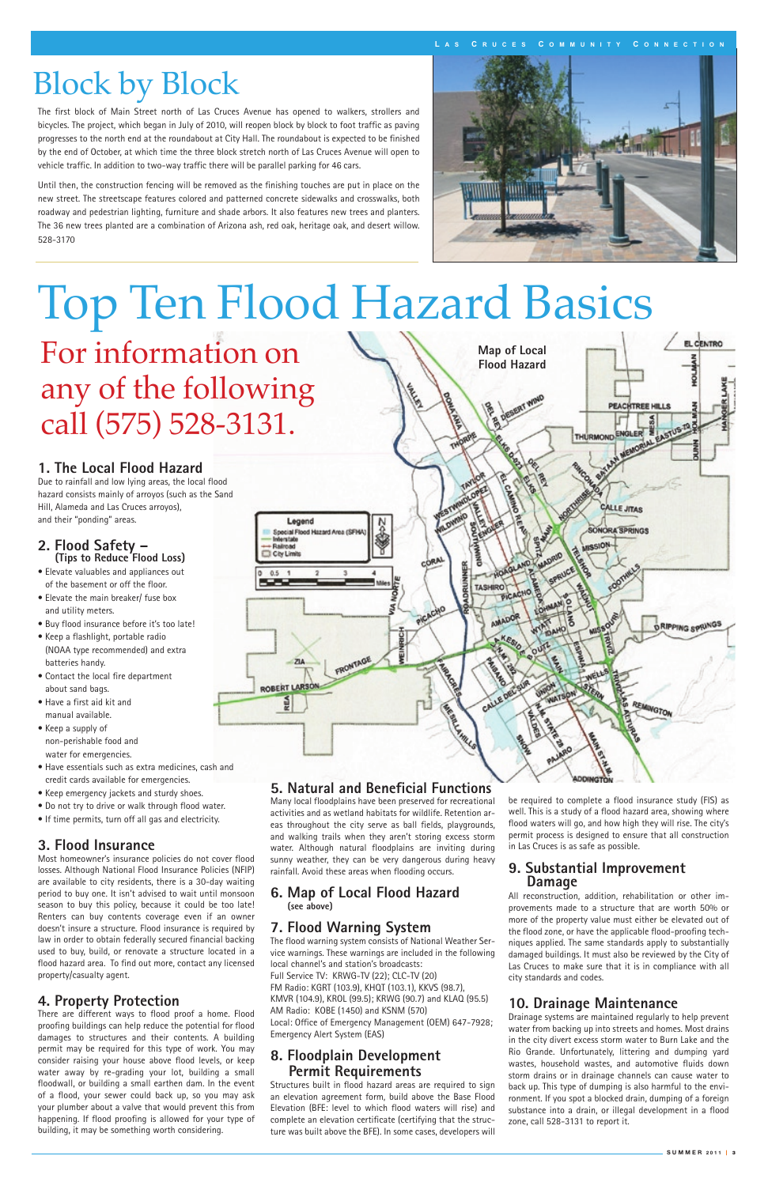# Block by Block

The first block of Main Street north of Las Cruces Avenue has opened to walkers, strollers and bicycles. The project, which began in July of 2010, will reopen block by block to foot traffic as paving progresses to the north end at the roundabout at City Hall. The roundabout is expected to be finished by the end of October, at which time the three block stretch north of Las Cruces Avenue will open to vehicle traffic. In addition to two-way traffic there will be parallel parking for 46 cars.

Until then, the construction fencing will be removed as the finishing touches are put in place on the new street. The streetscape features colored and patterned concrete sidewalks and crosswalks, both roadway and pedestrian lighting, furniture and shade arbors. It also features new trees and planters. The 36 new trees planted are a combination of Arizona ash, red oak, heritage oak, and desert willow. 528-3170

# Top Ten Flood Hazard Basics

## For information on any of the following call (575) 528-3131.

### 1. The Local Flood Hazard

Due to rainfall and low lying areas, the local flood hazard consists mainly of arroyos (such as the Sand Hill, Alameda and Las Cruces arroyos), and their "ponding" areas.

### 2. Flood Safety – (Tips to Reduce Flood Loss)

- Elevate valuables and appliances out of the basement or off the floor.
- Elevate the main breaker/ fuse box and utility meters.
- Buy flood insurance before it's too late!
- Keep a flashlight, portable radio (NOAA type recommended) and extra batteries handy.
- Contact the local fire department about sand bags.
- Have a first aid kit and manual available.
- Keep a supply of non-perishable food and water for emergencies.
- Have essentials such as extra medicines, cash and credit cards available for emergencies.
- Keep emergency jackets and sturdy shoes.
- Do not try to drive or walk through flood water.
- If time permits, turn off all gas and electricity.

### 3. Flood Insurance

Most homeowner's insurance policies do not cover flood losses. Although National Flood Insurance Policies (NFIP) are available to city residents, there is a 30-day waiting period to buy one. It isn't advised to wait until monsoon season to buy this policy, because it could be too late! Renters can buy contents coverage even if an owner doesn't insure a structure. Flood insurance is required by law in order to obtain federally secured financial backing used to buy, build, or renovate a structure located in a flood hazard area. To find out more, contact any licensed property/casualty agent.

### 4. Property Protection

There are different ways to flood proof a home. Flood proofing buildings can help reduce the potential for flood damages to structures and their contents. A building permit may be required for this type of work. You may consider raising your house above flood levels, or keep water away by re-grading your lot, building a small floodwall, or building a small earthen dam. In the event of a flood, your sewer could back up, so you may ask your plumber about a valve that would prevent this from happening. If flood proofing is allowed for your type of building, it may be something worth considering.

### 5. Natural and Beneficial Functions

Many local floodplains have been preserved for recreational activities and as wetland habitats for wildlife. Retention areas throughout the city serve as ball fields, playgrounds, and walking trails when they aren't storing excess storm water. Although natural floodplains are inviting during sunny weather, they can be very dangerous during heavy rainfall. Avoid these areas when flooding occurs.

### 6. Map of Local Flood Hazard

(see above)

### 7. Flood Warning System

The flood warning system consists of National Weather Service warnings. These warnings are included in the following local channel's and station's broadcasts:

Full Service TV: KRWG-TV (22); CLC-TV (20)
FM Radio: KGRT (103.9), KHQT (103.1), KKVS (98.7), KMVR (104.9), KROL (99.5); KRWG (90.7) and KLAQ (95.5)
AM Radio: KOBE (1450) and KSNM (570)
Local: Office of Emergency Management (OEM) 647-7928; Emergency Alert System (EAS)

### 8. Floodplain Development Permit Requirements

Structures built in flood hazard areas are required to sign an elevation agreement form, build above the Base Flood Elevation (BFE: level to which flood waters will rise) and complete an elevation certificate (certifying that the structure was built above the BFE). In some cases, developers will be required to complete a flood insurance study (FIS) as well. This is a study of a flood hazard area, showing where flood waters will go, and how high they will rise. The city's permit process is designed to ensure that all construction in Las Cruces is as safe as possible.

### 9. Substantial Improvement Damage

All reconstruction, addition, rehabilitation or other improvements made to a structure that are worth 50% or more of the property value must either be elevated out of the flood zone, or have the applicable flood-proofing techniques applied. The same standards apply to substantially damaged buildings. It must also be reviewed by the City of Las Cruces to make sure that it is in compliance with all city standards and codes.

### 10. Drainage Maintenance

Drainage systems are maintained regularly to help prevent water from backing up into streets and homes. Most drains in the city divert excess storm water to Burn Lake and the Rio Grande. Unfortunately, littering and dumping yard wastes, household wastes, and automotive fluids down storm drains or in drainage channels can cause water to back up. This type of dumping is also harmful to the environment. If you spot a blocked drain, dumping of a foreign substance into a drain, or illegal development in a flood zone, call 528-3131 to report it.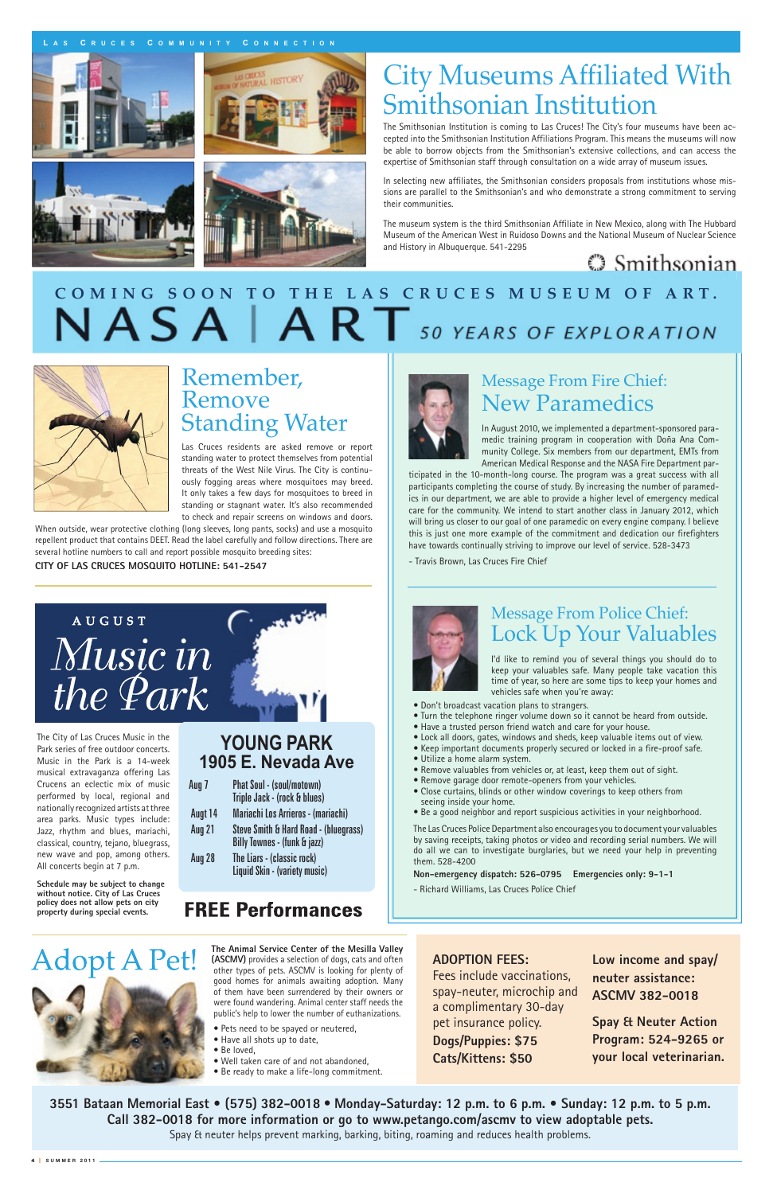# City Museums Affiliated With Smithsonian Institution

The Smithsonian Institution is coming to Las Cruces! The City's four museums have been accepted into the Smithsonian Institution Affiliations Program. This means the museums will now be able to borrow objects from the Smithsonian's extensive collections, and can access the expertise of Smithsonian staff through consultation on a wide array of museum issues.

In selecting new affiliates, the Smithsonian considers proposals from institutions whose missions are parallel to the Smithsonian's and who demonstrate a strong commitment to serving their communities.

The museum system is the third Smithsonian Affiliate in New Mexico, along with The Hubbard Museum of the American West in Ruidoso Downs and the National Museum of Nuclear Science and History in Albuquerque. 541-2295

Smithsonian

## COMING SOON TO THE LAS CRUCES MUSEUM OF ART.

# NASA | ART 50 YEARS OF EXPLORATION

## Remember, Remove Standing Water

Las Cruces residents are asked remove or report standing water to protect themselves from potential threats of the West Nile Virus. The City is continuously fogging areas where mosquitoes may breed. It only takes a few days for mosquitoes to breed in standing or stagnant water. It's also recommended to check and repair screens on windows and doors. When outside, wear protective clothing (long sleeves, long pants, socks) and use a mosquito repellent product that contains DEET. Read the label carefully and follow directions. There are several hotline numbers to call and report possible mosquito breeding sites:

**CITY OF LAS CRUCES MOSQUITO HOTLINE: 541-2547**

## Message From Fire Chief: New Paramedics

In August 2010, we implemented a department-sponsored paramedic training program in cooperation with Doña Ana Community College. Six members from our department, EMTs from American Medical Response and the NASA Fire Department participated in the 10-month-long course. The program was a great success with all participants completing the course of study. By increasing the number of paramedics in our department, we are able to provide a higher level of emergency medical care for the community. We intend to start another class in January 2012, which will bring us closer to our goal of one paramedic on every engine company. I believe this is just one more example of the commitment and dedication our firefighters have towards continually striving to improve our level of service. 528-3473

- Travis Brown, Las Cruces Fire Chief

## AUGUST Music in the Park

The City of Las Cruces Music in the Park series of free outdoor concerts. Music in the Park is a 14-week musical extravaganza offering Las Crucens an eclectic mix of music performed by local, regional and nationally recognized artists at three area parks. Music types include: Jazz, rhythm and blues, mariachi, classical, country, tejano, bluegrass, new wave and pop, among others. All concerts begin at 7 p.m.

**Schedule may be subject to change without notice. City of Las Cruces policy does not allow pets on city property during special events.**

### YOUNG PARK
### 1905 E. Nevada Ave

| | |
|---|---|
| Aug 7 | Phat Soul - (soul/motown)<br>Triple Jack - (rock & blues) |
| Augt 14 | Mariachi Los Arrieros - (mariachi) |
| Aug 21 | Steve Smith & Hard Road - (bluegrass)<br>Billy Townes - (funk & jazz) |
| Aug 28 | The Liars - (classic rock)<br>Liquid Skin - (variety music) |

### FREE Performances

## Message From Police Chief: Lock Up Your Valuables

I'd like to remind you of several things you should do to keep your valuables safe. Many people take vacation this time of year, so here are some tips to keep your homes and vehicles safe when you're away:

- Don't broadcast vacation plans to strangers.
- Turn the telephone ringer volume down so it cannot be heard from outside.
- Have a trusted person friend watch and care for your house.
- Lock all doors, gates, windows and sheds, keep valuable items out of view.
- Keep important documents properly secured or locked in a fire-proof safe.
- Utilize a home alarm system.
- Remove valuables from vehicles or, at least, keep them out of sight.
- Remove garage door remote-openers from your vehicles.
- Close curtains, blinds or other window coverings to keep others from seeing inside your home.
- Be a good neighbor and report suspicious activities in your neighborhood.

The Las Cruces Police Department also encourages you to document your valuables by saving receipts, taking photos or video and recording serial numbers. We will do all we can to investigate burglaries, but we need your help in preventing them. 528-4200

**Non-emergency dispatch: 526-0795 Emergencies only: 9-1-1**

- Richard Williams, Las Cruces Police Chief

## Adopt A Pet!

**The Animal Service Center of the Mesilla Valley (ASCMV)** provides a selection of dogs, cats and often other types of pets. ASCMV is looking for plenty of good homes for animals awaiting adoption. Many of them have been surrendered by their owners or were found wandering. Animal center staff needs the public's help to lower the number of euthanizations.

- Pets need to be spayed or neutered,
- Have all shots up to date,
- Be loved,
- Well taken care of and not abandoned,
- Be ready to make a life-long commitment.

**ADOPTION FEES:**
Fees include vaccinations, spay-neuter, microchip and a complimentary 30-day pet insurance policy.
**Dogs/Puppies: $75**
**Cats/Kittens: $50**

**Low income and spay/neuter assistance: ASCMV 382-0018**

**Spay & Neuter Action Program: 524-9265 or your local veterinarian.**

**3551 Bataan Memorial East • (575) 382-0018 • Monday-Saturday: 12 p.m. to 6 p.m. • Sunday: 12 p.m. to 5 p.m.**
**Call 382-0018 for more information or go to www.petango.com/ascmv to view adoptable pets.**
Spay & neuter helps prevent marking, barking, biting, roaming and reduces health problems.